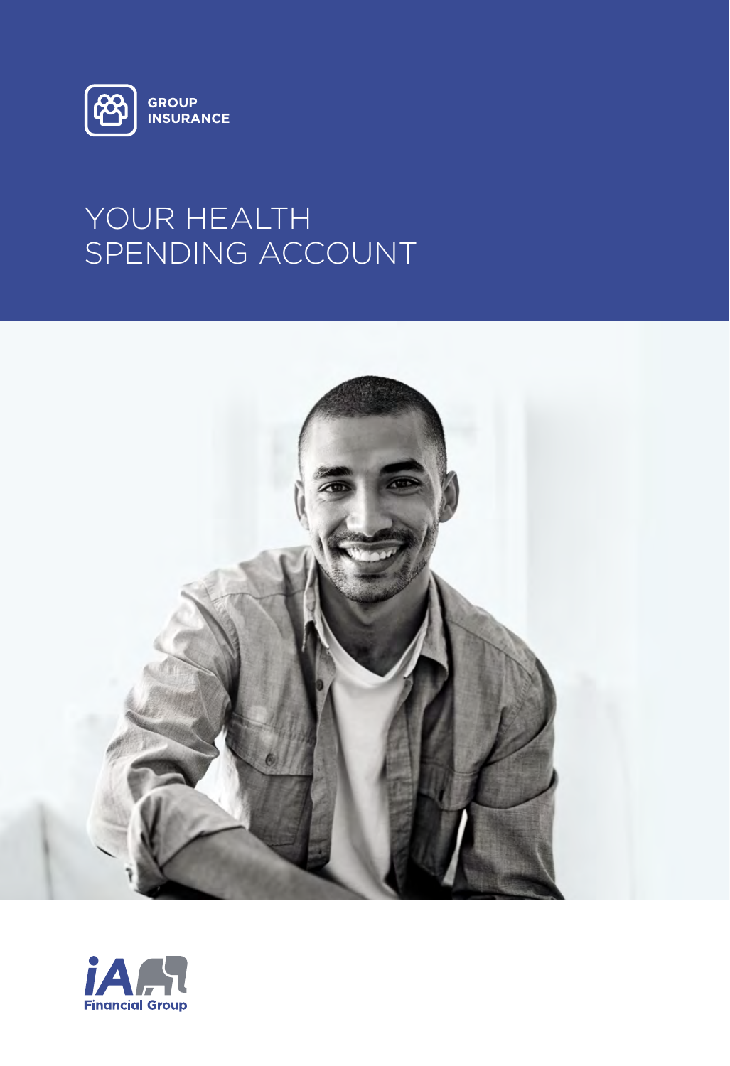GROUP INSURANCE

# YOUR HEALTH SPENDING ACCOUNT

iA Financial Group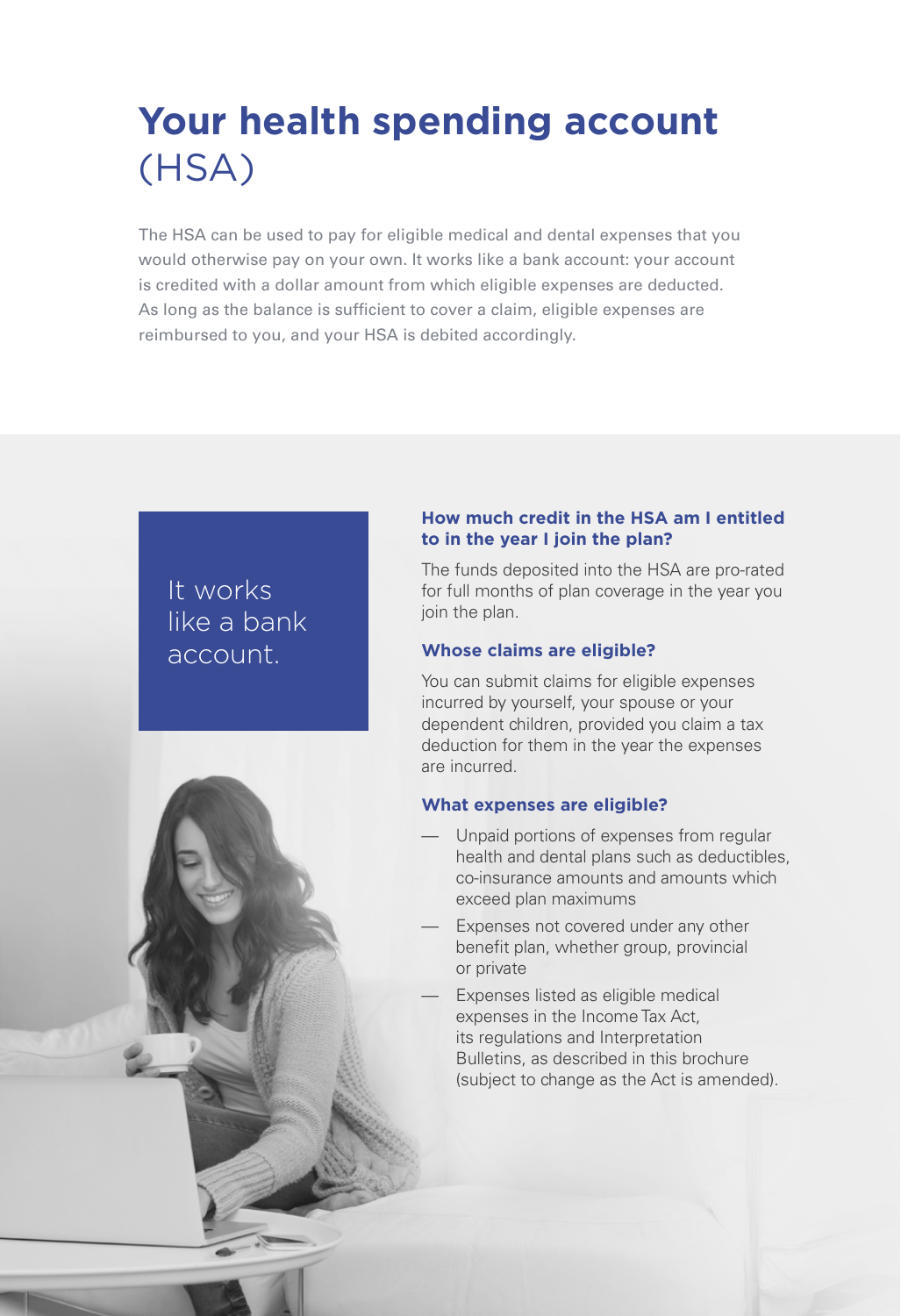# Your health spending account (HSA)

The HSA can be used to pay for eligible medical and dental expenses that you would otherwise pay on your own. It works like a bank account: your account is credited with a dollar amount from which eligible expenses are deducted. As long as the balance is sufficient to cover a claim, eligible expenses are reimbursed to you, and your HSA is debited accordingly.

It works like a bank account.

### How much credit in the HSA am I entitled to in the year I join the plan?

The funds deposited into the HSA are pro-rated for full months of plan coverage in the year you join the plan.

### Whose claims are eligible?

You can submit claims for eligible expenses incurred by yourself, your spouse or your dependent children, provided you claim a tax deduction for them in the year the expenses are incurred.

### What expenses are eligible?

- Unpaid portions of expenses from regular health and dental plans such as deductibles, co-insurance amounts and amounts which exceed plan maximums
- Expenses not covered under any other benefit plan, whether group, provincial or private
- Expenses listed as eligible medical expenses in the Income Tax Act, its regulations and Interpretation Bulletins, as described in this brochure (subject to change as the Act is amended).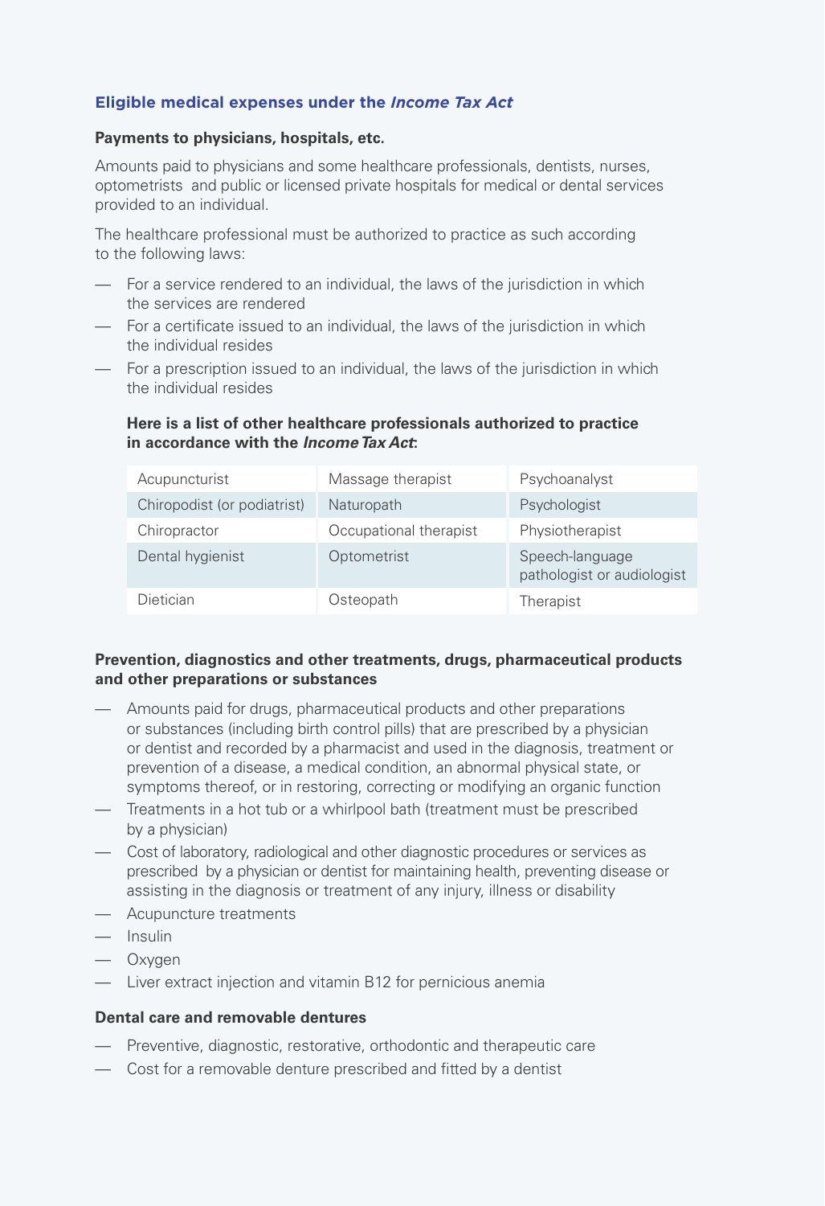## Eligible medical expenses under the *Income Tax Act*

**Payments to physicians, hospitals, etc.**

Amounts paid to physicians and some healthcare professionals, dentists, nurses, optometrists and public or licensed private hospitals for medical or dental services provided to an individual.

The healthcare professional must be authorized to practice as such according to the following laws:

- For a service rendered to an individual, the laws of the jurisdiction in which the services are rendered
- For a certificate issued to an individual, the laws of the jurisdiction in which the individual resides
- For a prescription issued to an individual, the laws of the jurisdiction in which the individual resides

**Here is a list of other healthcare professionals authorized to practice in accordance with the *Income Tax Act*:**

| | | |
|---|---|---|
| Acupuncturist | Massage therapist | Psychoanalyst |
| Chiropodist (or podiatrist) | Naturopath | Psychologist |
| Chiropractor | Occupational therapist | Physiotherapist |
| Dental hygienist | Optometrist | Speech-language pathologist or audiologist |
| Dietician | Osteopath | Therapist |

**Prevention, diagnostics and other treatments, drugs, pharmaceutical products and other preparations or substances**

- Amounts paid for drugs, pharmaceutical products and other preparations or substances (including birth control pills) that are prescribed by a physician or dentist and recorded by a pharmacist and used in the diagnosis, treatment or prevention of a disease, a medical condition, an abnormal physical state, or symptoms thereof, or in restoring, correcting or modifying an organic function
- Treatments in a hot tub or a whirlpool bath (treatment must be prescribed by a physician)
- Cost of laboratory, radiological and other diagnostic procedures or services as prescribed by a physician or dentist for maintaining health, preventing disease or assisting in the diagnosis or treatment of any injury, illness or disability
- Acupuncture treatments
- Insulin
- Oxygen
- Liver extract injection and vitamin B12 for pernicious anemia

**Dental care and removable dentures**

- Preventive, diagnostic, restorative, orthodontic and therapeutic care
- Cost for a removable denture prescribed and fitted by a dentist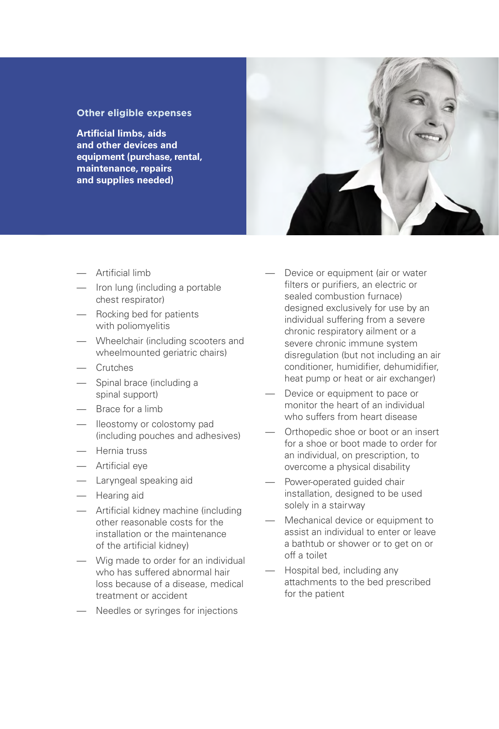## Other eligible expenses

### Artificial limbs, aids and other devices and equipment (purchase, rental, maintenance, repairs and supplies needed)

- Artificial limb
- Iron lung (including a portable chest respirator)
- Rocking bed for patients with poliomyelitis
- Wheelchair (including scooters and wheelmounted geriatric chairs)
- Crutches
- Spinal brace (including a spinal support)
- Brace for a limb
- Ileostomy or colostomy pad (including pouches and adhesives)
- Hernia truss
- Artificial eye
- Laryngeal speaking aid
- Hearing aid
- Artificial kidney machine (including other reasonable costs for the installation or the maintenance of the artificial kidney)
- Wig made to order for an individual who has suffered abnormal hair loss because of a disease, medical treatment or accident
- Needles or syringes for injections
- Device or equipment (air or water filters or purifiers, an electric or sealed combustion furnace) designed exclusively for use by an individual suffering from a severe chronic respiratory ailment or a severe chronic immune system disregulation (but not including an air conditioner, humidifier, dehumidifier, heat pump or heat or air exchanger)
- Device or equipment to pace or monitor the heart of an individual who suffers from heart disease
- Orthopedic shoe or boot or an insert for a shoe or boot made to order for an individual, on prescription, to overcome a physical disability
- Power-operated guided chair installation, designed to be used solely in a stairway
- Mechanical device or equipment to assist an individual to enter or leave a bathtub or shower or to get on or off a toilet
- Hospital bed, including any attachments to the bed prescribed for the patient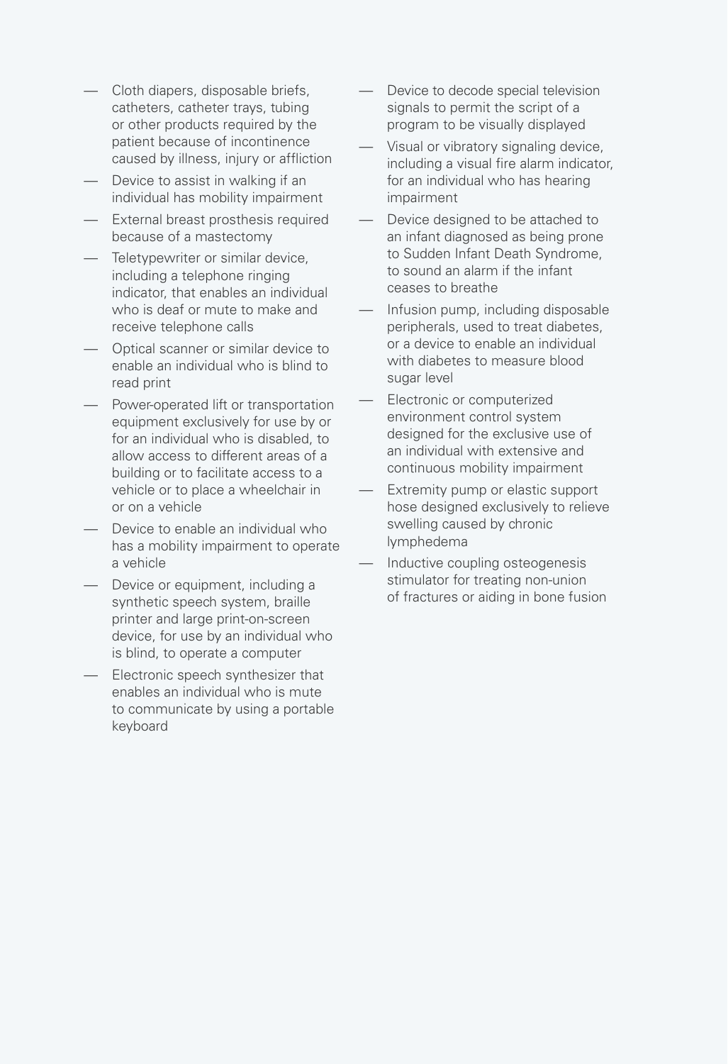- Cloth diapers, disposable briefs, catheters, catheter trays, tubing or other products required by the patient because of incontinence caused by illness, injury or affliction
- Device to assist in walking if an individual has mobility impairment
- External breast prosthesis required because of a mastectomy
- Teletypewriter or similar device, including a telephone ringing indicator, that enables an individual who is deaf or mute to make and receive telephone calls
- Optical scanner or similar device to enable an individual who is blind to read print
- Power-operated lift or transportation equipment exclusively for use by or for an individual who is disabled, to allow access to different areas of a building or to facilitate access to a vehicle or to place a wheelchair in or on a vehicle
- Device to enable an individual who has a mobility impairment to operate a vehicle
- Device or equipment, including a synthetic speech system, braille printer and large print-on-screen device, for use by an individual who is blind, to operate a computer
- Electronic speech synthesizer that enables an individual who is mute to communicate by using a portable keyboard
- Device to decode special television signals to permit the script of a program to be visually displayed
- Visual or vibratory signaling device, including a visual fire alarm indicator, for an individual who has hearing impairment
- Device designed to be attached to an infant diagnosed as being prone to Sudden Infant Death Syndrome, to sound an alarm if the infant ceases to breathe
- Infusion pump, including disposable peripherals, used to treat diabetes, or a device to enable an individual with diabetes to measure blood sugar level
- Electronic or computerized environment control system designed for the exclusive use of an individual with extensive and continuous mobility impairment
- Extremity pump or elastic support hose designed exclusively to relieve swelling caused by chronic lymphedema
- Inductive coupling osteogenesis stimulator for treating non-union of fractures or aiding in bone fusion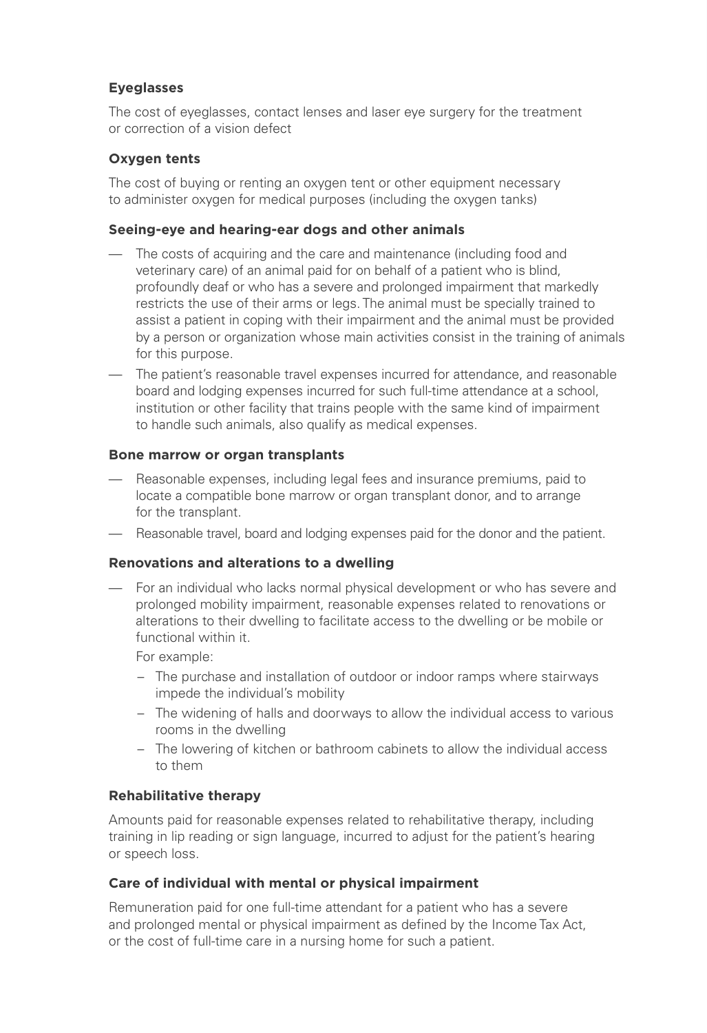### Eyeglasses

The cost of eyeglasses, contact lenses and laser eye surgery for the treatment or correction of a vision defect

### Oxygen tents

The cost of buying or renting an oxygen tent or other equipment necessary to administer oxygen for medical purposes (including the oxygen tanks)

### Seeing-eye and hearing-ear dogs and other animals

- The costs of acquiring and the care and maintenance (including food and veterinary care) of an animal paid for on behalf of a patient who is blind, profoundly deaf or who has a severe and prolonged impairment that markedly restricts the use of their arms or legs. The animal must be specially trained to assist a patient in coping with their impairment and the animal must be provided by a person or organization whose main activities consist in the training of animals for this purpose.
- The patient's reasonable travel expenses incurred for attendance, and reasonable board and lodging expenses incurred for such full-time attendance at a school, institution or other facility that trains people with the same kind of impairment to handle such animals, also qualify as medical expenses.

### Bone marrow or organ transplants

- Reasonable expenses, including legal fees and insurance premiums, paid to locate a compatible bone marrow or organ transplant donor, and to arrange for the transplant.
- Reasonable travel, board and lodging expenses paid for the donor and the patient.

### Renovations and alterations to a dwelling

- For an individual who lacks normal physical development or who has severe and prolonged mobility impairment, reasonable expenses related to renovations or alterations to their dwelling to facilitate access to the dwelling or be mobile or functional within it.

  For example:

  - The purchase and installation of outdoor or indoor ramps where stairways impede the individual's mobility
  - The widening of halls and doorways to allow the individual access to various rooms in the dwelling
  - The lowering of kitchen or bathroom cabinets to allow the individual access to them

### Rehabilitative therapy

Amounts paid for reasonable expenses related to rehabilitative therapy, including training in lip reading or sign language, incurred to adjust for the patient's hearing or speech loss.

### Care of individual with mental or physical impairment

Remuneration paid for one full-time attendant for a patient who has a severe and prolonged mental or physical impairment as defined by the Income Tax Act, or the cost of full-time care in a nursing home for such a patient.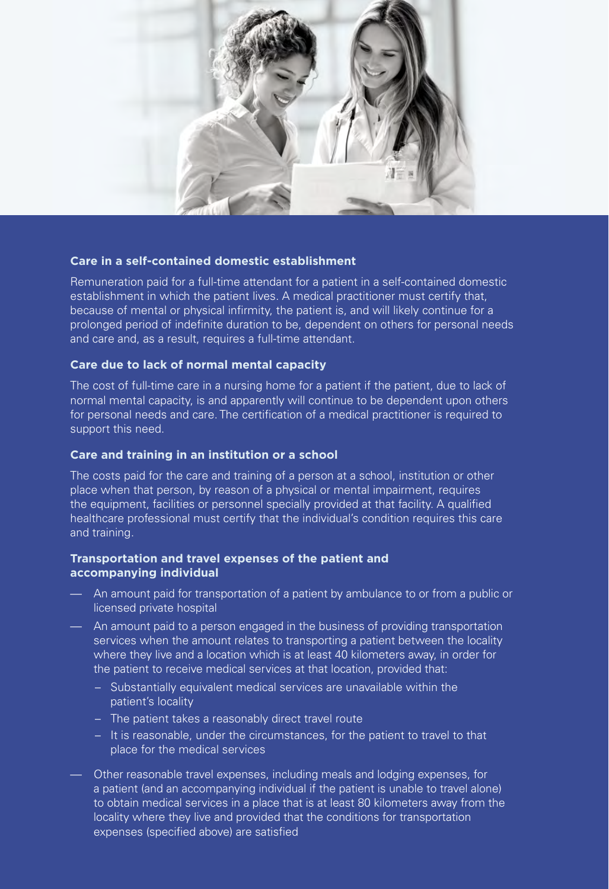### Care in a self-contained domestic establishment

Remuneration paid for a full-time attendant for a patient in a self-contained domestic establishment in which the patient lives. A medical practitioner must certify that, because of mental or physical infirmity, the patient is, and will likely continue for a prolonged period of indefinite duration to be, dependent on others for personal needs and care and, as a result, requires a full-time attendant.

### Care due to lack of normal mental capacity

The cost of full-time care in a nursing home for a patient if the patient, due to lack of normal mental capacity, is and apparently will continue to be dependent upon others for personal needs and care. The certification of a medical practitioner is required to support this need.

### Care and training in an institution or a school

The costs paid for the care and training of a person at a school, institution or other place when that person, by reason of a physical or mental impairment, requires the equipment, facilities or personnel specially provided at that facility. A qualified healthcare professional must certify that the individual's condition requires this care and training.

### Transportation and travel expenses of the patient and accompanying individual

- An amount paid for transportation of a patient by ambulance to or from a public or licensed private hospital
- An amount paid to a person engaged in the business of providing transportation services when the amount relates to transporting a patient between the locality where they live and a location which is at least 40 kilometers away, in order for the patient to receive medical services at that location, provided that:
  - Substantially equivalent medical services are unavailable within the patient's locality
  - The patient takes a reasonably direct travel route
  - It is reasonable, under the circumstances, for the patient to travel to that place for the medical services
- Other reasonable travel expenses, including meals and lodging expenses, for a patient (and an accompanying individual if the patient is unable to travel alone) to obtain medical services in a place that is at least 80 kilometers away from the locality where they live and provided that the conditions for transportation expenses (specified above) are satisfied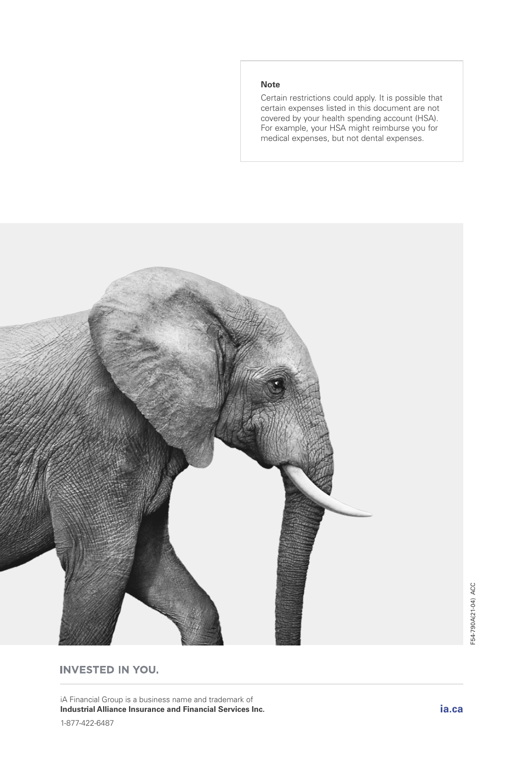**Note**

Certain restrictions could apply. It is possible that certain expenses listed in this document are not covered by your health spending account (HSA). For example, your HSA might reimburse you for medical expenses, but not dental expenses.

F54-790A(21-04) ACC

**INVESTED IN YOU.**

iA Financial Group is a business name and trademark of
**Industrial Alliance Insurance and Financial Services Inc.**

1-877-422-6487

**ia.ca**